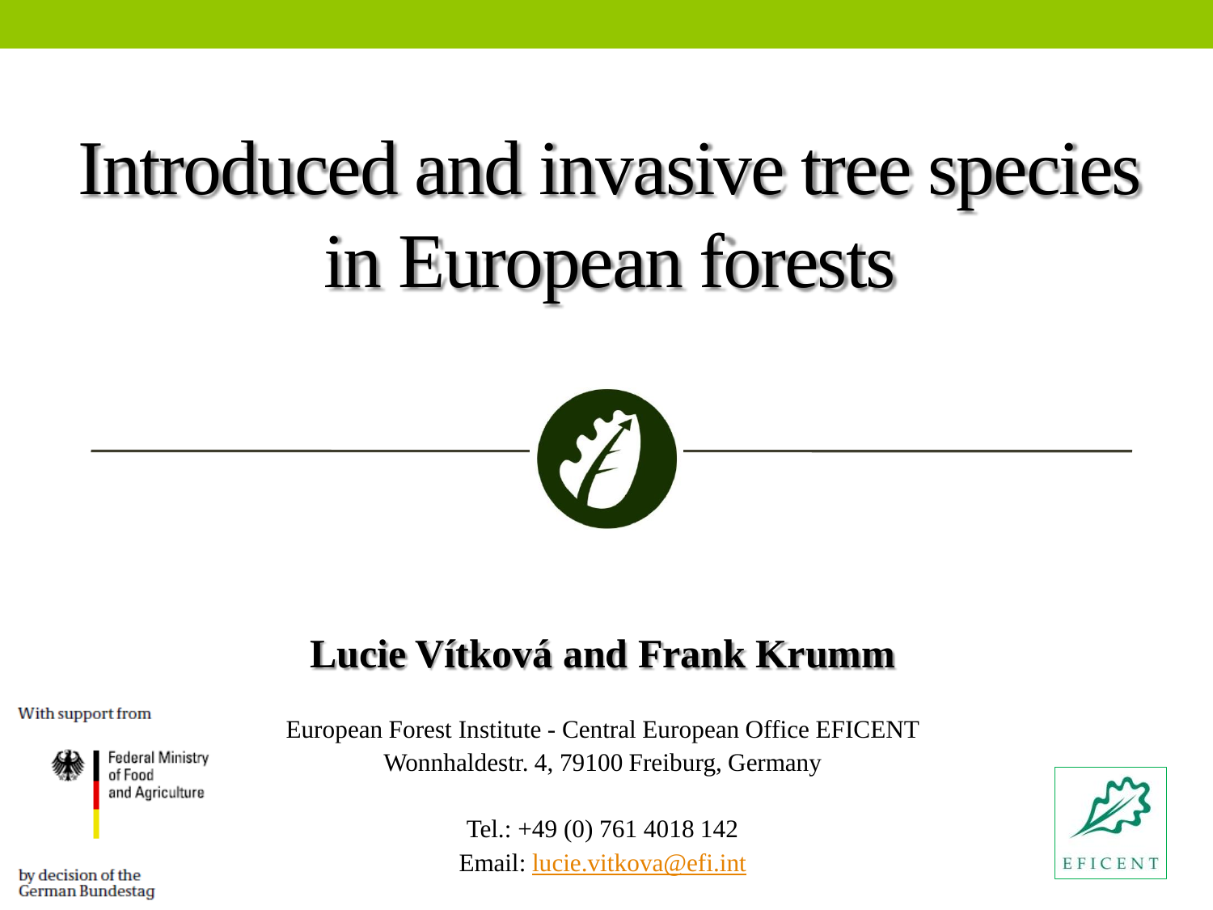# Introduced and invasive tree species in European forests

**Lucie Vítková and Frank Krumm**

With support from

Federal Ministry of Food and Agriculture

by decision of the German Bundestag

European Forest Institute - Central European Office EFICENT
Wonnhaldestr. 4, 79100 Freiburg, Germany

Tel.: +49 (0) 761 4018 142
Email: lucie.vitkova@efi.int

EFICENT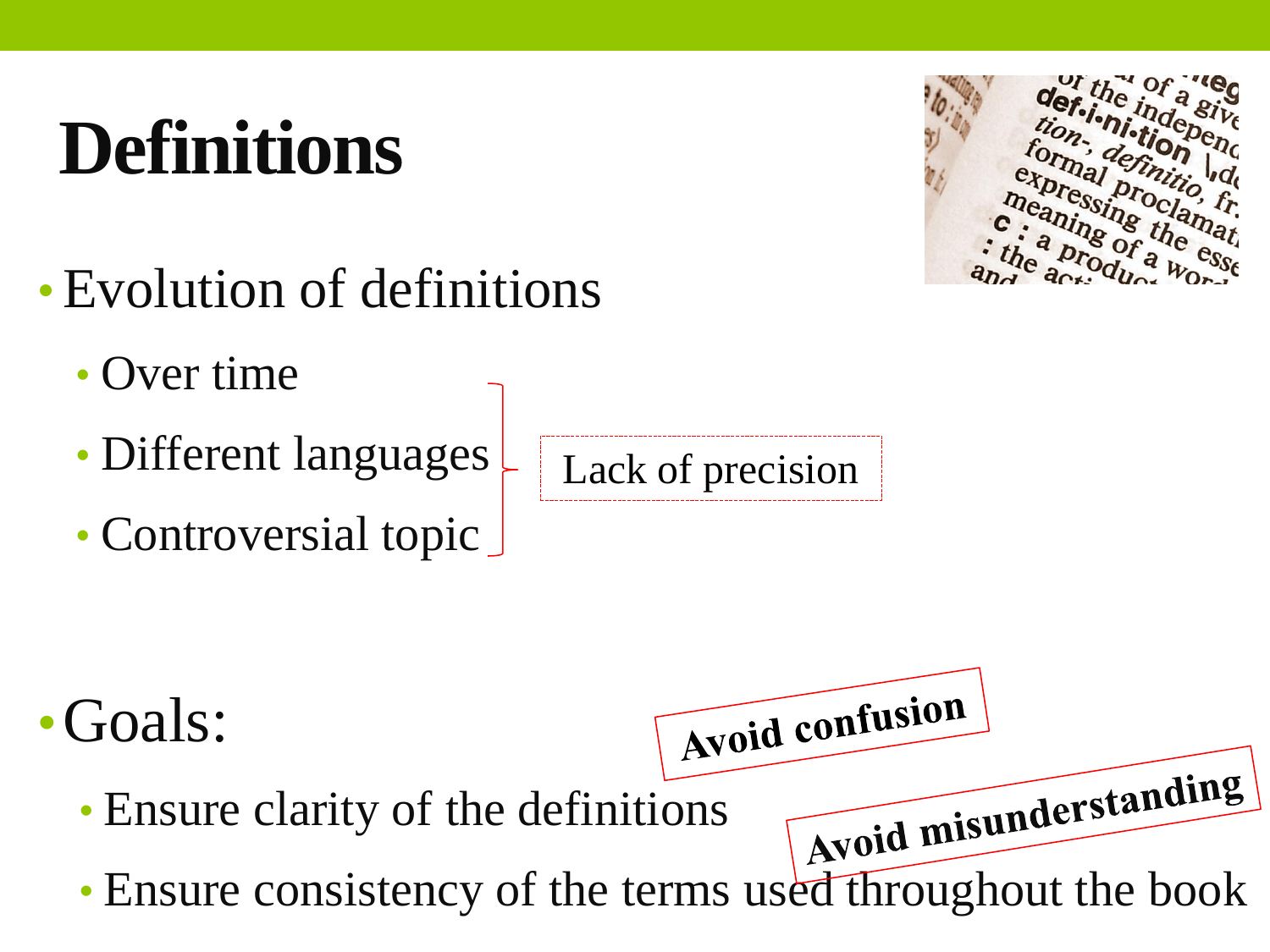# Definitions

- Evolution of definitions
  - Over time
  - Different languages
  - Controversial topic

Lack of precision

- Goals:
  - Ensure clarity of the definitions
  - Ensure consistency of the terms used throughout the book

**Avoid confusion**

**Avoid misunderstanding**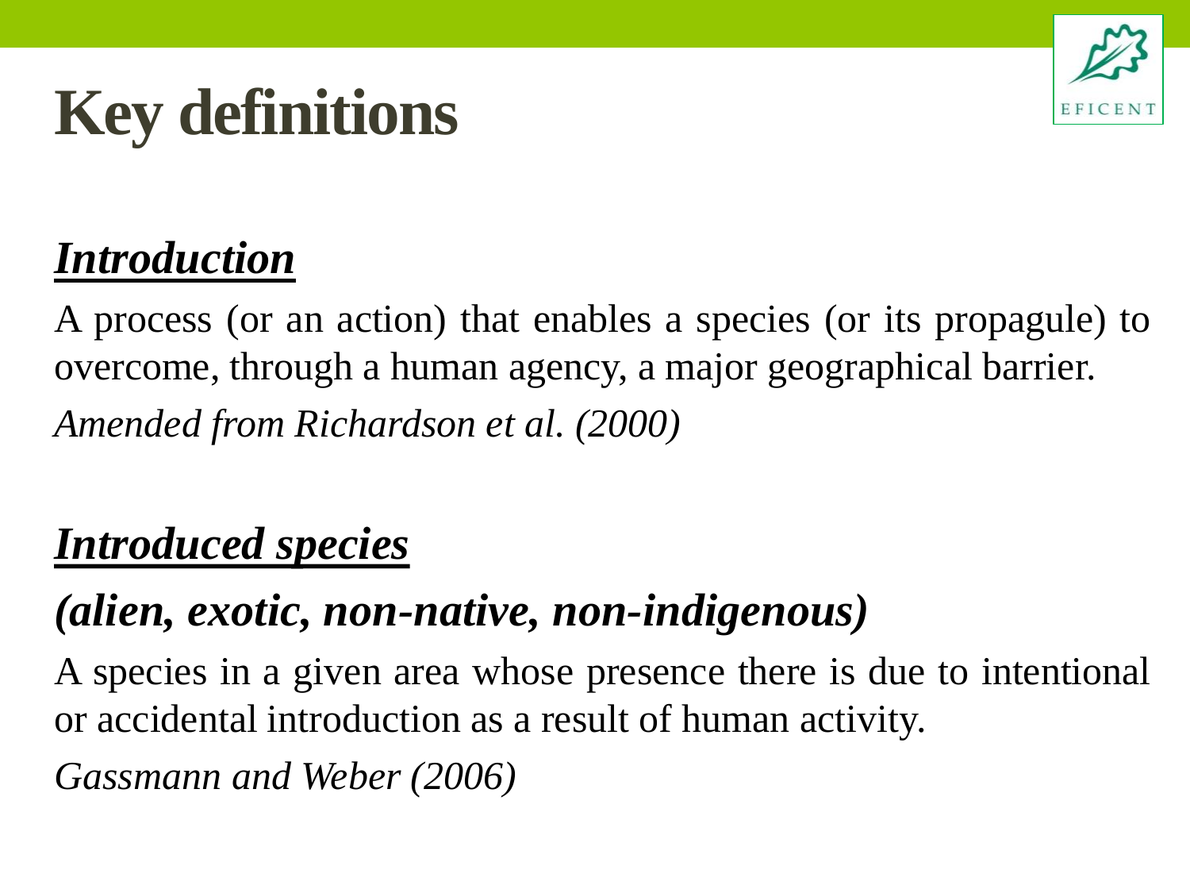# Key definitions

## ***Introduction***

A process (or an action) that enables a species (or its propagule) to overcome, through a human agency, a major geographical barrier.

*Amended from Richardson et al. (2000)*

## ***Introduced species***

### ***(alien, exotic, non-native, non-indigenous)***

A species in a given area whose presence there is due to intentional or accidental introduction as a result of human activity.

*Gassmann and Weber (2006)*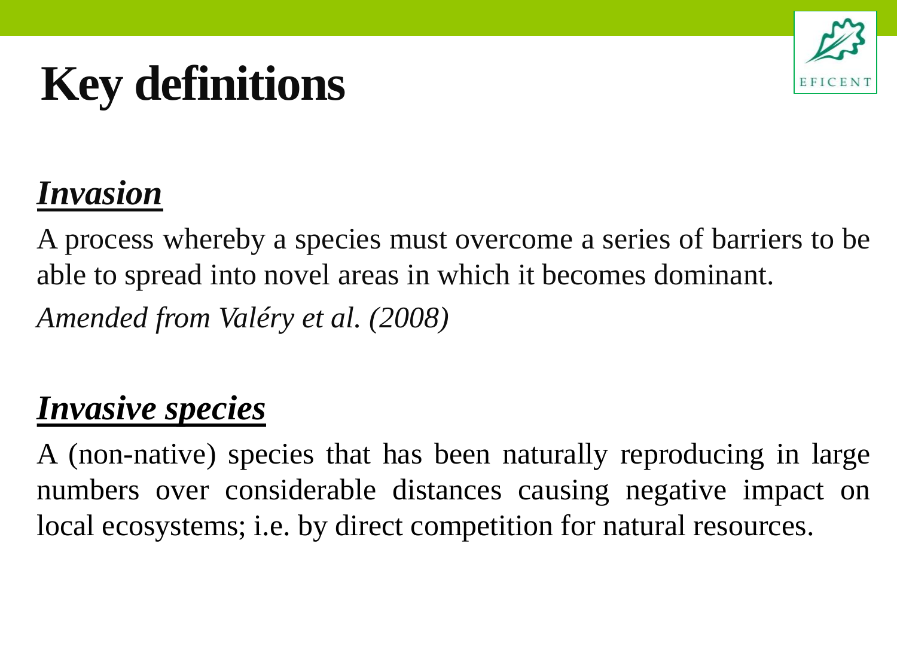# Key definitions

***Invasion***

A process whereby a species must overcome a series of barriers to be able to spread into novel areas in which it becomes dominant.

*Amended from Valéry et al. (2008)*

***Invasive species***

A (non-native) species that has been naturally reproducing in large numbers over considerable distances causing negative impact on local ecosystems; i.e. by direct competition for natural resources.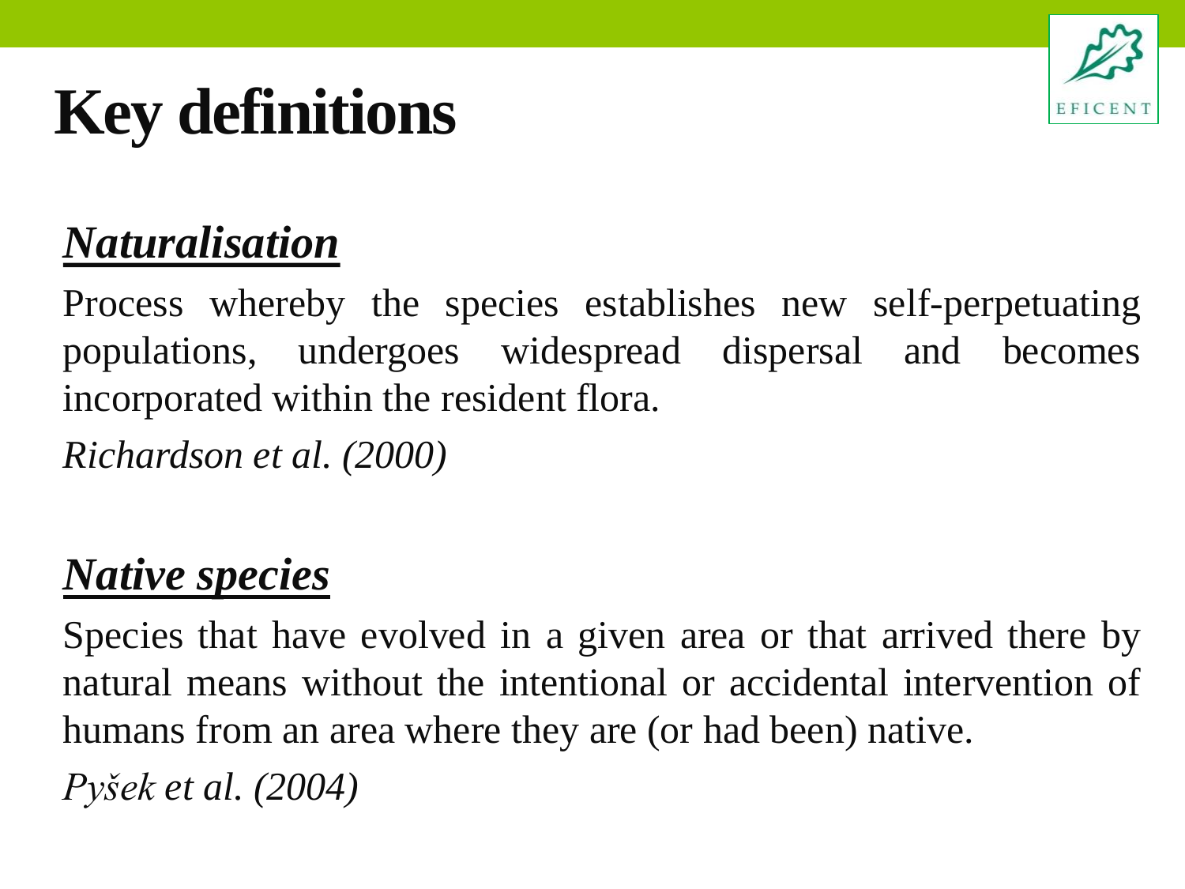# Key definitions

## ***Naturalisation***

Process whereby the species establishes new self-perpetuating populations, undergoes widespread dispersal and becomes incorporated within the resident flora.

*Richardson et al. (2000)*

## ***Native species***

Species that have evolved in a given area or that arrived there by natural means without the intentional or accidental intervention of humans from an area where they are (or had been) native.

*Pyšek et al. (2004)*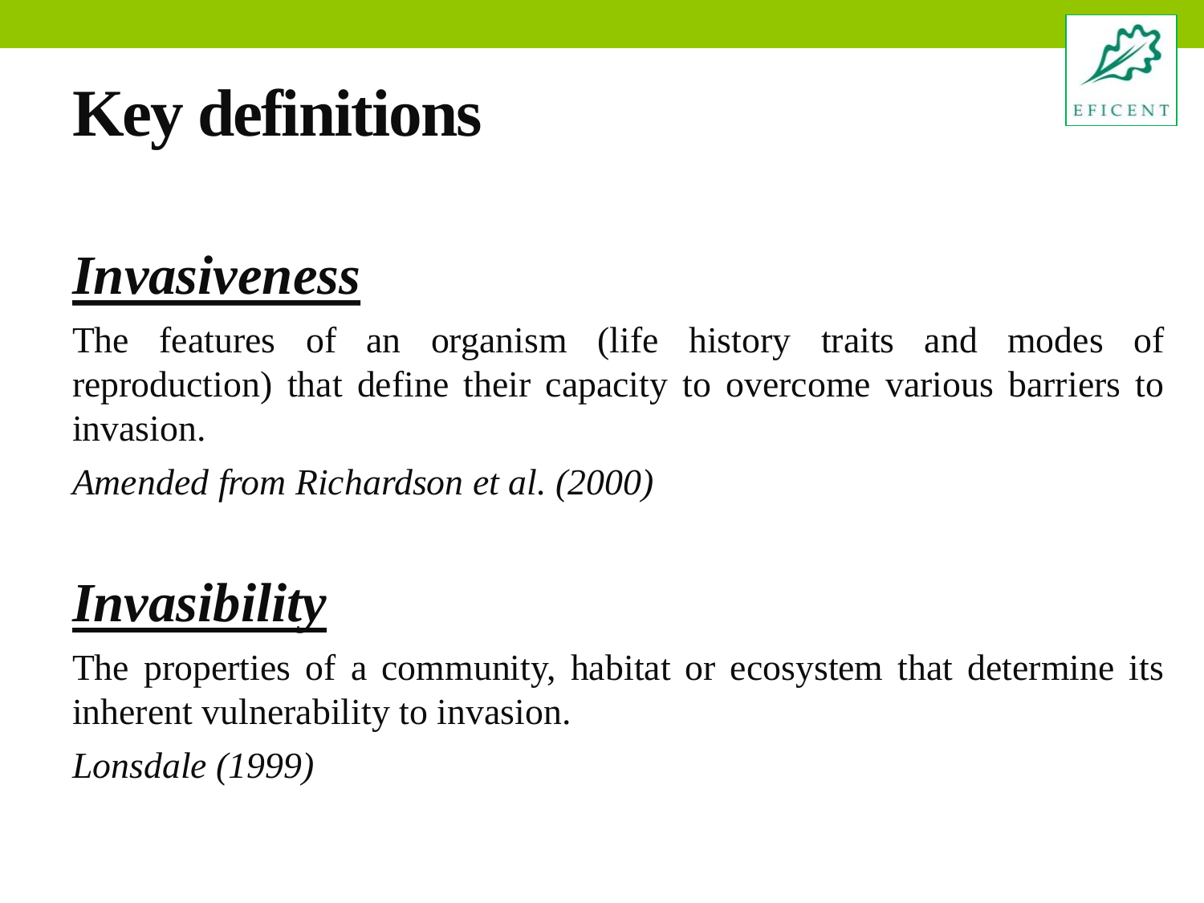# Key definitions

## ***Invasiveness***

The features of an organism (life history traits and modes of reproduction) that define their capacity to overcome various barriers to invasion.

*Amended from Richardson et al. (2000)*

## ***Invasibility***

The properties of a community, habitat or ecosystem that determine its inherent vulnerability to invasion.

*Lonsdale (1999)*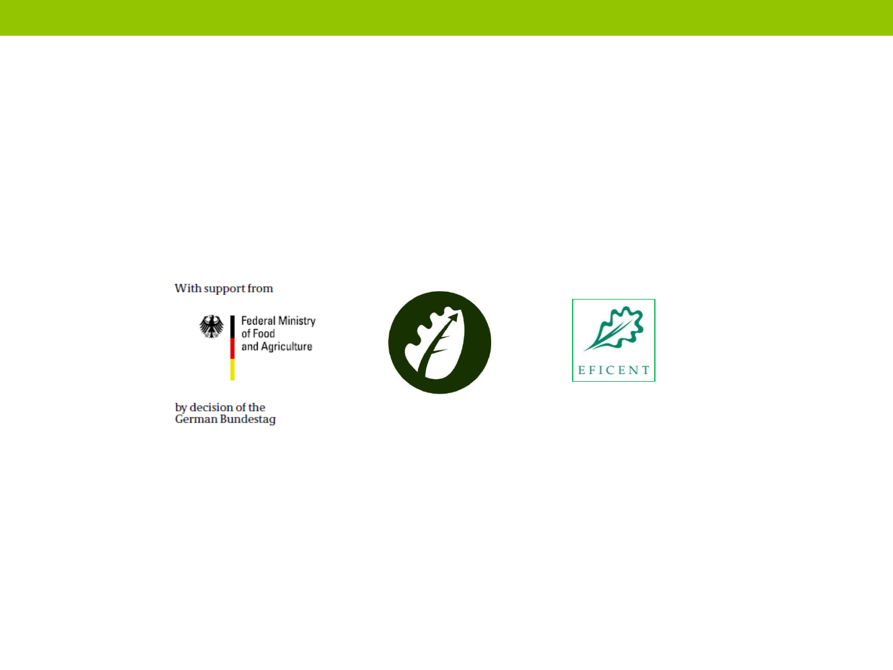With support from

Federal Ministry
of Food
and Agriculture

by decision of the
German Bundestag

EFICENT